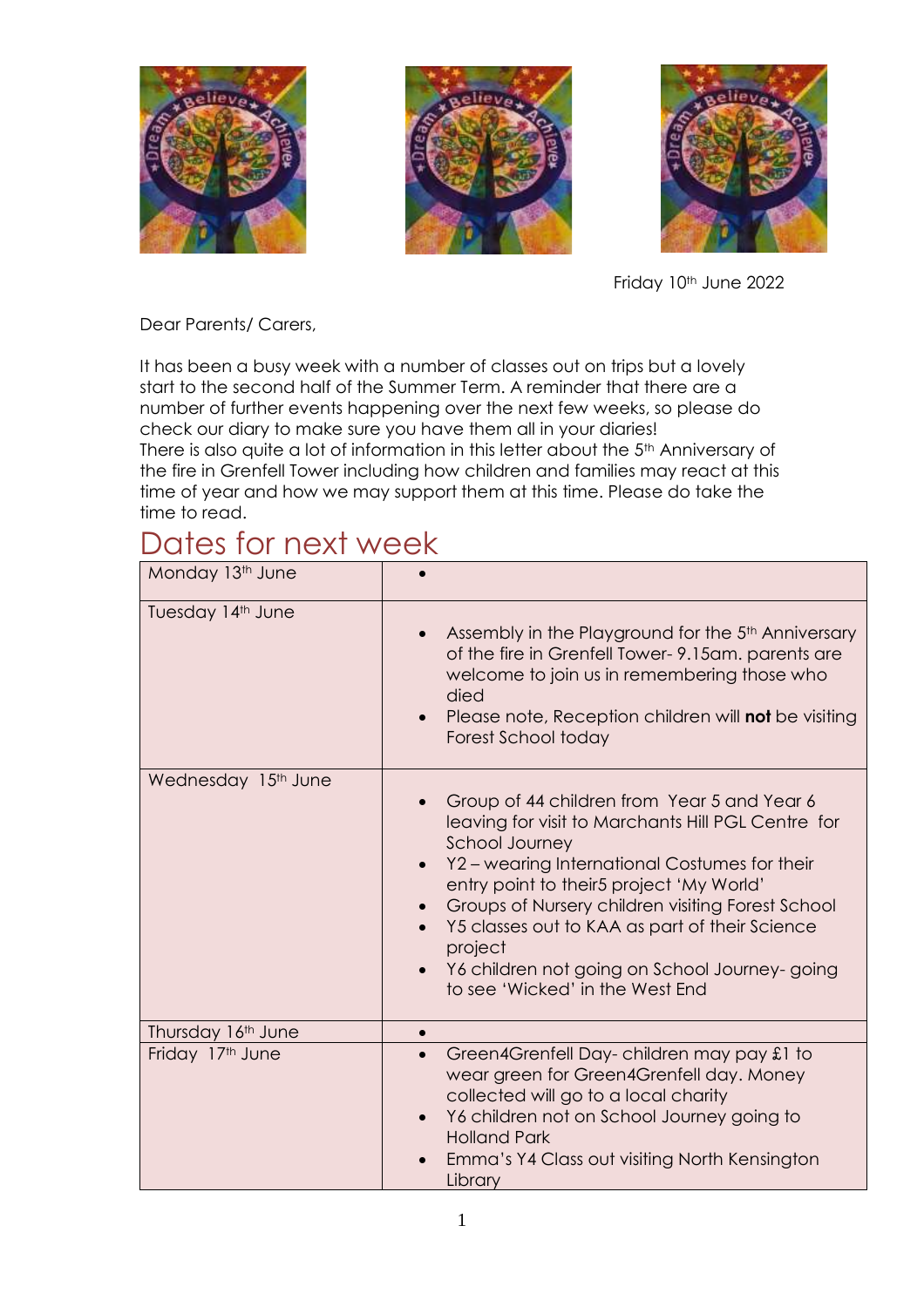Friday 10th June 2022

Dear Parents/ Carers,

It has been a busy week with a number of classes out on trips but a lovely start to the second half of the Summer Term. A reminder that there are a number of further events happening over the next few weeks, so please do check our diary to make sure you have them all in your diaries!
There is also quite a lot of information in this letter about the 5th Anniversary of the fire in Grenfell Tower including how children and families may react at this time of year and how we may support them at this time. Please do take the time to read.

# Dates for next week

| Monday 13th June | • |
|---|---|
| Tuesday 14th June | • Assembly in the Playground for the 5th Anniversary of the fire in Grenfell Tower- 9.15am. parents are welcome to join us in remembering those who died<br>• Please note, Reception children will **not** be visiting Forest School today |
| Wednesday 15th June | • Group of 44 children from Year 5 and Year 6 leaving for visit to Marchants Hill PGL Centre for School Journey<br>• Y2 – wearing International Costumes for their entry point to their5 project 'My World'<br>• Groups of Nursery children visiting Forest School<br>• Y5 classes out to KAA as part of their Science project<br>• Y6 children not going on School Journey- going to see 'Wicked' in the West End |
| Thursday 16th June | • |
| Friday 17th June | • Green4Grenfell Day- children may pay £1 to wear green for Green4Grenfell day. Money collected will go to a local charity<br>• Y6 children not on School Journey going to Holland Park<br>• Emma's Y4 Class out visiting North Kensington Library |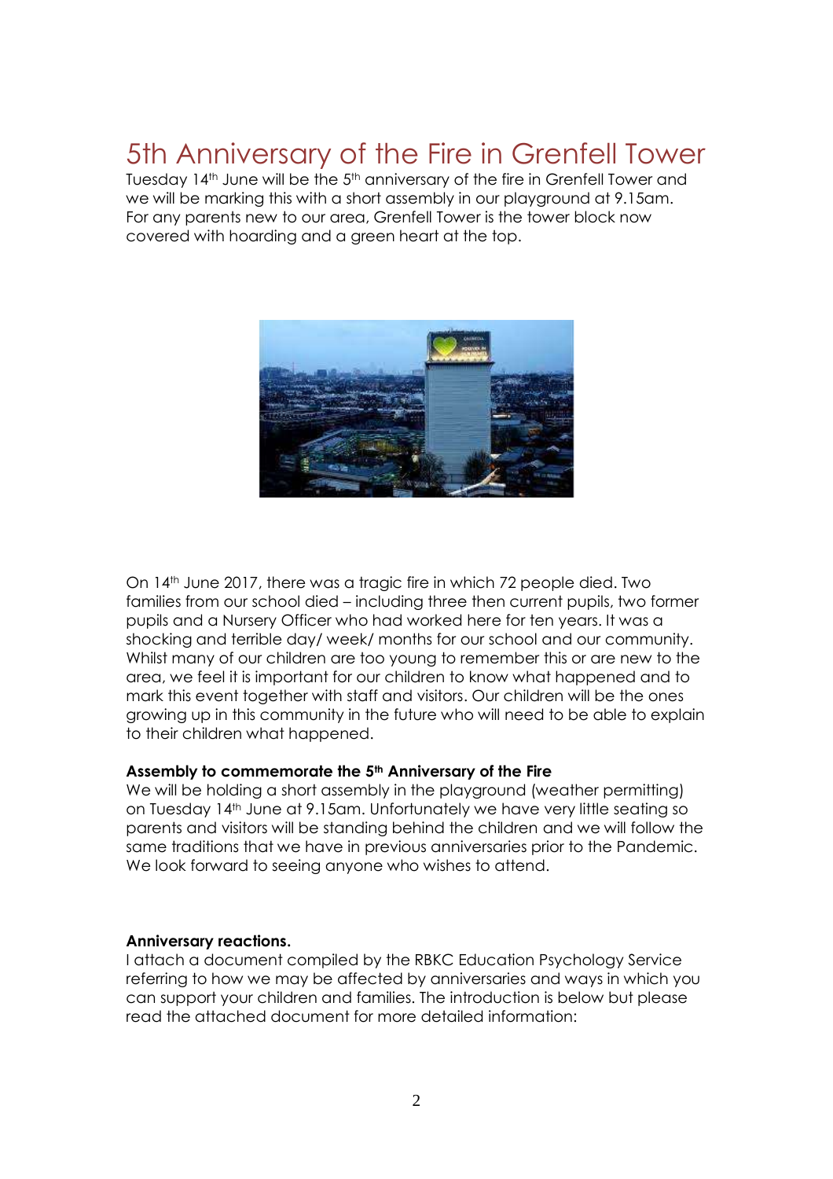# 5th Anniversary of the Fire in Grenfell Tower

Tuesday 14th June will be the 5th anniversary of the fire in Grenfell Tower and we will be marking this with a short assembly in our playground at 9.15am. For any parents new to our area, Grenfell Tower is the tower block now covered with hoarding and a green heart at the top.

On 14th June 2017, there was a tragic fire in which 72 people died. Two families from our school died – including three then current pupils, two former pupils and a Nursery Officer who had worked here for ten years. It was a shocking and terrible day/ week/ months for our school and our community. Whilst many of our children are too young to remember this or are new to the area, we feel it is important for our children to know what happened and to mark this event together with staff and visitors. Our children will be the ones growing up in this community in the future who will need to be able to explain to their children what happened.

**Assembly to commemorate the 5th Anniversary of the Fire**

We will be holding a short assembly in the playground (weather permitting) on Tuesday 14th June at 9.15am. Unfortunately we have very little seating so parents and visitors will be standing behind the children and we will follow the same traditions that we have in previous anniversaries prior to the Pandemic. We look forward to seeing anyone who wishes to attend.

**Anniversary reactions.**

I attach a document compiled by the RBKC Education Psychology Service referring to how we may be affected by anniversaries and ways in which you can support your children and families. The introduction is below but please read the attached document for more detailed information: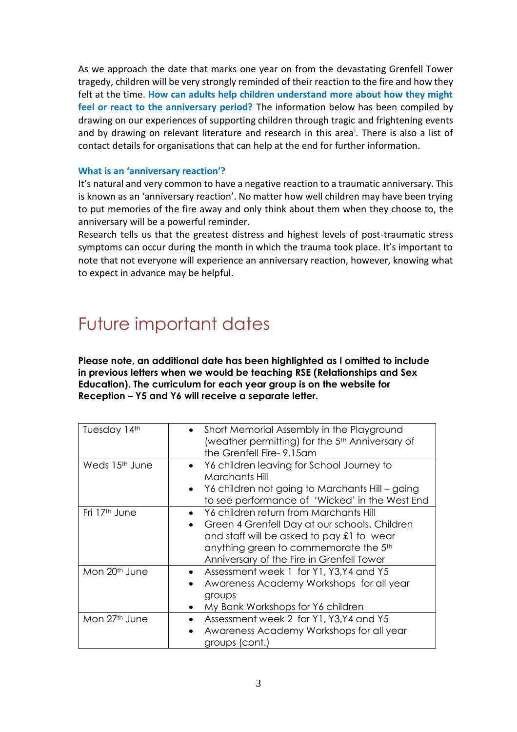As we approach the date that marks one year on from the devastating Grenfell Tower tragedy, children will be very strongly reminded of their reaction to the fire and how they felt at the time. **How can adults help children understand more about how they might feel or react to the anniversary period?** The information below has been compiled by drawing on our experiences of supporting children through tragic and frightening events and by drawing on relevant literature and research in this area[i]. There is also a list of contact details for organisations that can help at the end for further information.

### What is an 'anniversary reaction'?

It's natural and very common to have a negative reaction to a traumatic anniversary. This is known as an 'anniversary reaction'. No matter how well children may have been trying to put memories of the fire away and only think about them when they choose to, the anniversary will be a powerful reminder.

Research tells us that the greatest distress and highest levels of post-traumatic stress symptoms can occur during the month in which the trauma took place. It's important to note that not everyone will experience an anniversary reaction, however, knowing what to expect in advance may be helpful.

# Future important dates

**Please note, an additional date has been highlighted as I omitted to include in previous letters when we would be teaching RSE (Relationships and Sex Education). The curriculum for each year group is on the website for Reception – Y5 and Y6 will receive a separate letter.**

| Date | Event |
|---|---|
| Tuesday 14th | • Short Memorial Assembly in the Playground (weather permitting) for the 5th Anniversary of the Grenfell Fire- 9.15am |
| Weds 15th June | • Y6 children leaving for School Journey to Marchants Hill<br>• Y6 children not going to Marchants Hill – going to see performance of 'Wicked' in the West End |
| Fri 17th June | • Y6 children return from Marchants Hill<br>• Green 4 Grenfell Day at our schools. Children and staff will be asked to pay £1 to wear anything green to commemorate the 5th Anniversary of the Fire in Grenfell Tower |
| Mon 20th June | • Assessment week 1 for Y1, Y3,Y4 and Y5<br>• Awareness Academy Workshops for all year groups<br>• My Bank Workshops for Y6 children |
| Mon 27th June | • Assessment week 2 for Y1, Y3,Y4 and Y5<br>• Awareness Academy Workshops for all year groups (cont.) |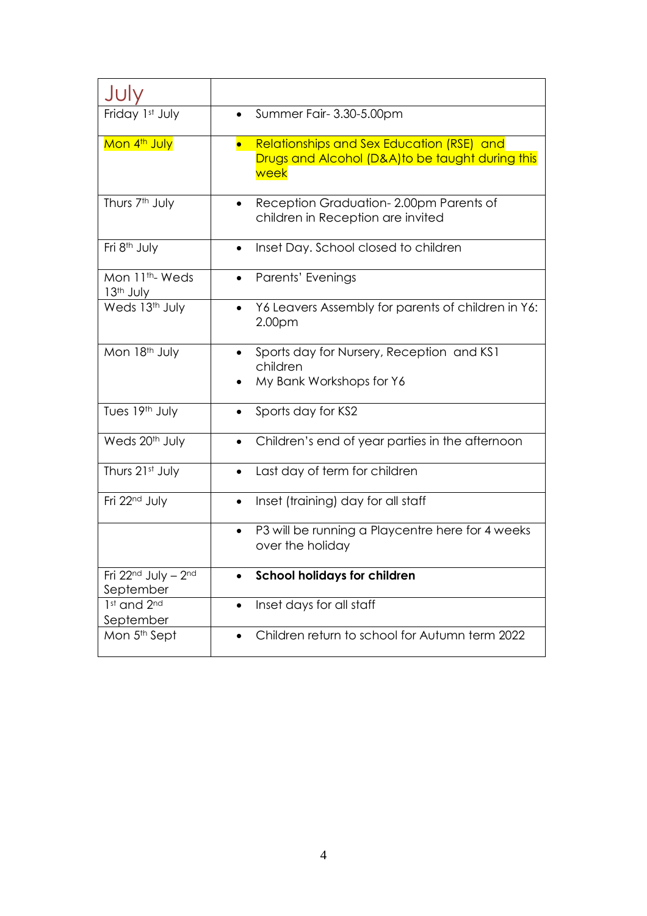| July | |
|---|---|
| Friday 1st July | • Summer Fair- 3.30-5.00pm |
| Mon 4th July | • Relationships and Sex Education (RSE) and Drugs and Alcohol (D&A)to be taught during this week |
| Thurs 7th July | • Reception Graduation- 2.00pm Parents of children in Reception are invited |
| Fri 8th July | • Inset Day. School closed to children |
| Mon 11th- Weds 13th July | • Parents' Evenings |
| Weds 13th July | • Y6 Leavers Assembly for parents of children in Y6: 2.00pm |
| Mon 18th July | • Sports day for Nursery, Reception and KS1 children<br>• My Bank Workshops for Y6 |
| Tues 19th July | • Sports day for KS2 |
| Weds 20th July | • Children's end of year parties in the afternoon |
| Thurs 21st July | • Last day of term for children |
| Fri 22nd July | • Inset (training) day for all staff |
| | • P3 will be running a Playcentre here for 4 weeks over the holiday |
| Fri 22nd July – 2nd September | • **School holidays for children** |
| 1st and 2nd September | • Inset days for all staff |
| Mon 5th Sept | • Children return to school for Autumn term 2022 |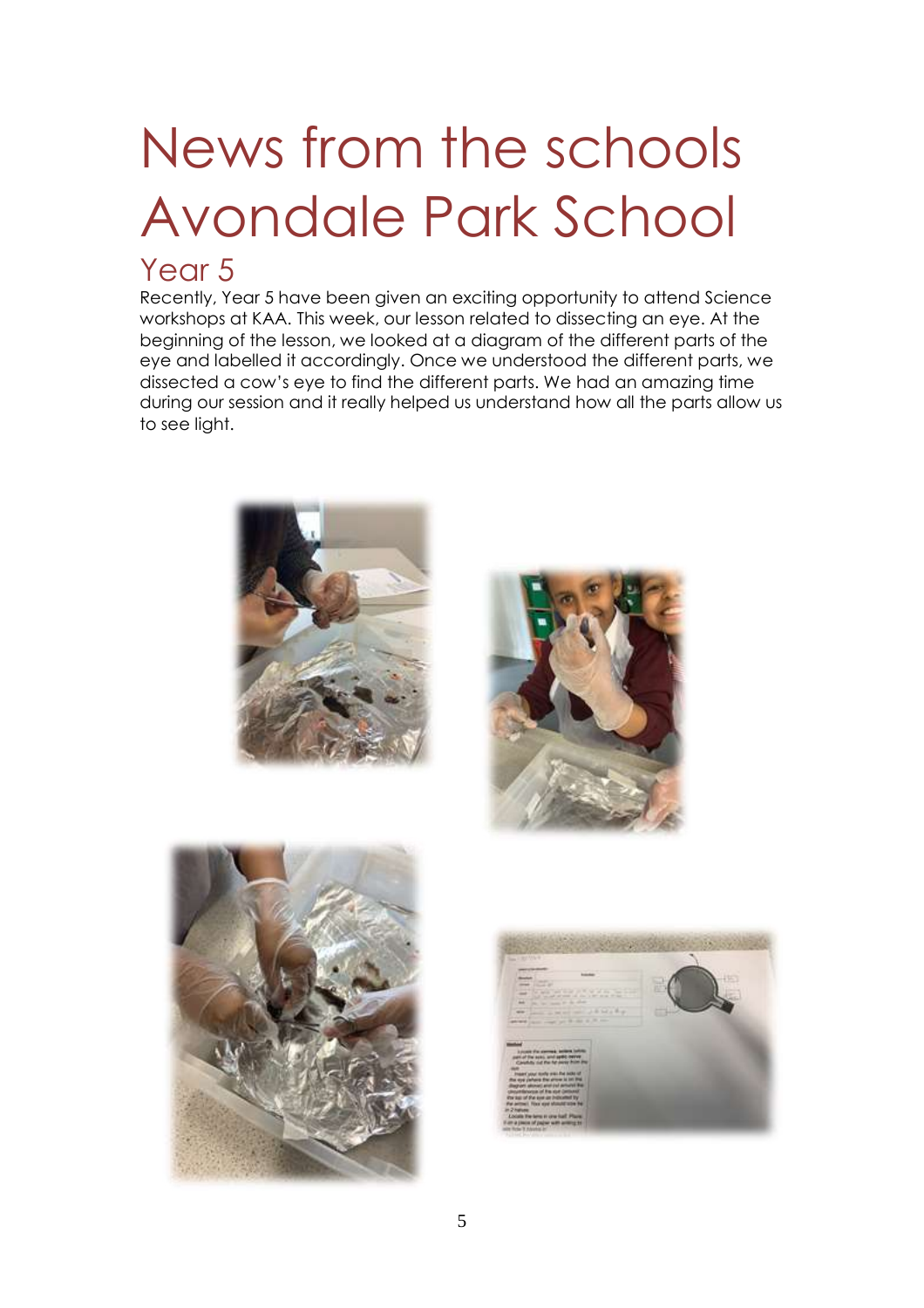# News from the schools Avondale Park School

## Year 5

Recently, Year 5 have been given an exciting opportunity to attend Science workshops at KAA. This week, our lesson related to dissecting an eye. At the beginning of the lesson, we looked at a diagram of the different parts of the eye and labelled it accordingly. Once we understood the different parts, we dissected a cow's eye to find the different parts. We had an amazing time during our session and it really helped us understand how all the parts allow us to see light.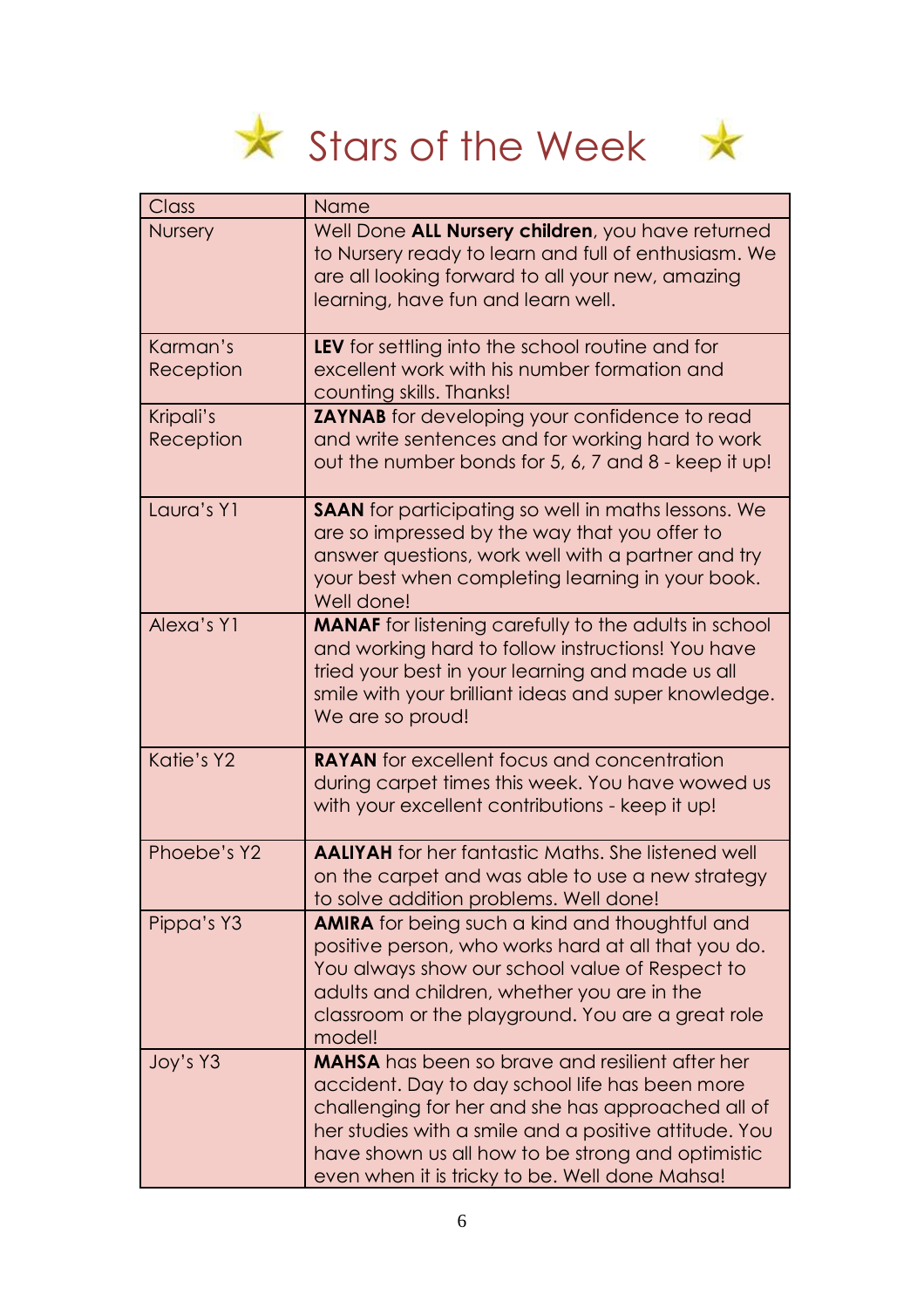# Stars of the Week

| Class | Name |
| --- | --- |
| Nursery | Well Done **ALL Nursery children**, you have returned to Nursery ready to learn and full of enthusiasm. We are all looking forward to all your new, amazing learning, have fun and learn well. |
| Karman's Reception | **LEV** for settling into the school routine and for excellent work with his number formation and counting skills. Thanks! |
| Kripali's Reception | **ZAYNAB** for developing your confidence to read and write sentences and for working hard to work out the number bonds for 5, 6, 7 and 8 - keep it up! |
| Laura's Y1 | **SAAN** for participating so well in maths lessons. We are so impressed by the way that you offer to answer questions, work well with a partner and try your best when completing learning in your book. Well done! |
| Alexa's Y1 | **MANAF** for listening carefully to the adults in school and working hard to follow instructions! You have tried your best in your learning and made us all smile with your brilliant ideas and super knowledge. We are so proud! |
| Katie's Y2 | **RAYAN** for excellent focus and concentration during carpet times this week. You have wowed us with your excellent contributions - keep it up! |
| Phoebe's Y2 | **AALIYAH** for her fantastic Maths. She listened well on the carpet and was able to use a new strategy to solve addition problems. Well done! |
| Pippa's Y3 | **AMIRA** for being such a kind and thoughtful and positive person, who works hard at all that you do. You always show our school value of Respect to adults and children, whether you are in the classroom or the playground. You are a great role model! |
| Joy's Y3 | **MAHSA** has been so brave and resilient after her accident. Day to day school life has been more challenging for her and she has approached all of her studies with a smile and a positive attitude. You have shown us all how to be strong and optimistic even when it is tricky to be. Well done Mahsa! |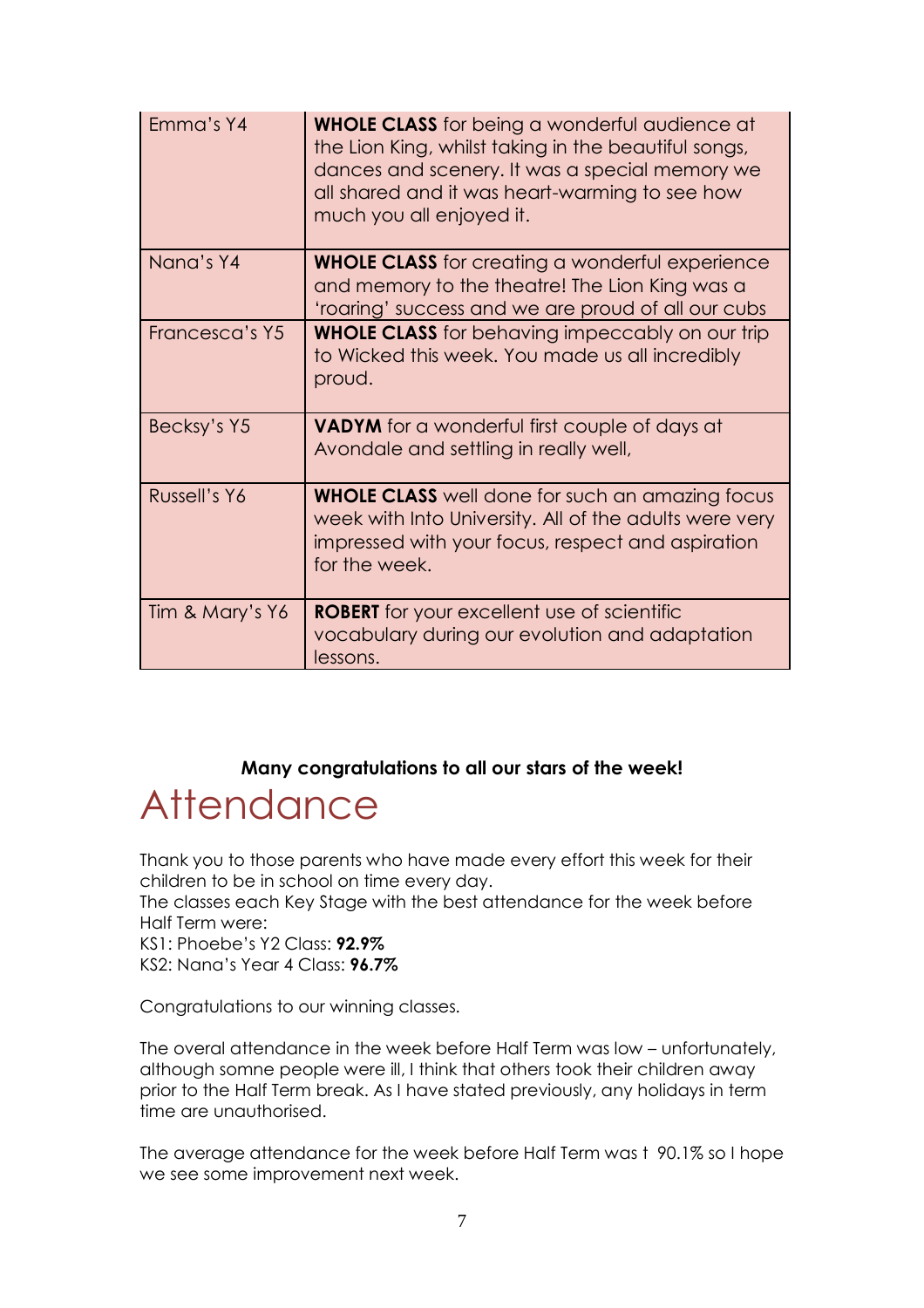| Class | Star of the week |
| --- | --- |
| Emma's Y4 | **WHOLE CLASS** for being a wonderful audience at the Lion King, whilst taking in the beautiful songs, dances and scenery. It was a special memory we all shared and it was heart-warming to see how much you all enjoyed it. |
| Nana's Y4 | **WHOLE CLASS** for creating a wonderful experience and memory to the theatre! The Lion King was a 'roaring' success and we are proud of all our cubs |
| Francesca's Y5 | **WHOLE CLASS** for behaving impeccably on our trip to Wicked this week. You made us all incredibly proud. |
| Becksy's Y5 | **VADYM** for a wonderful first couple of days at Avondale and settling in really well, |
| Russell's Y6 | **WHOLE CLASS** well done for such an amazing focus week with Into University. All of the adults were very impressed with your focus, respect and aspiration for the week. |
| Tim & Mary's Y6 | **ROBERT** for your excellent use of scientific vocabulary during our evolution and adaptation lessons. |

**Many congratulations to all our stars of the week!**

# Attendance

Thank you to those parents who have made every effort this week for their children to be in school on time every day.
The classes each Key Stage with the best attendance for the week before Half Term were:
KS1: Phoebe's Y2 Class: **92.9%**
KS2: Nana's Year 4 Class: **96.7%**

Congratulations to our winning classes.

The overal attendance in the week before Half Term was low – unfortunately, although somne people were ill, I think that others took their children away prior to the Half Term break. As I have stated previously, any holidays in term time are unauthorised.

The average attendance for the week before Half Term was t 90.1% so I hope we see some improvement next week.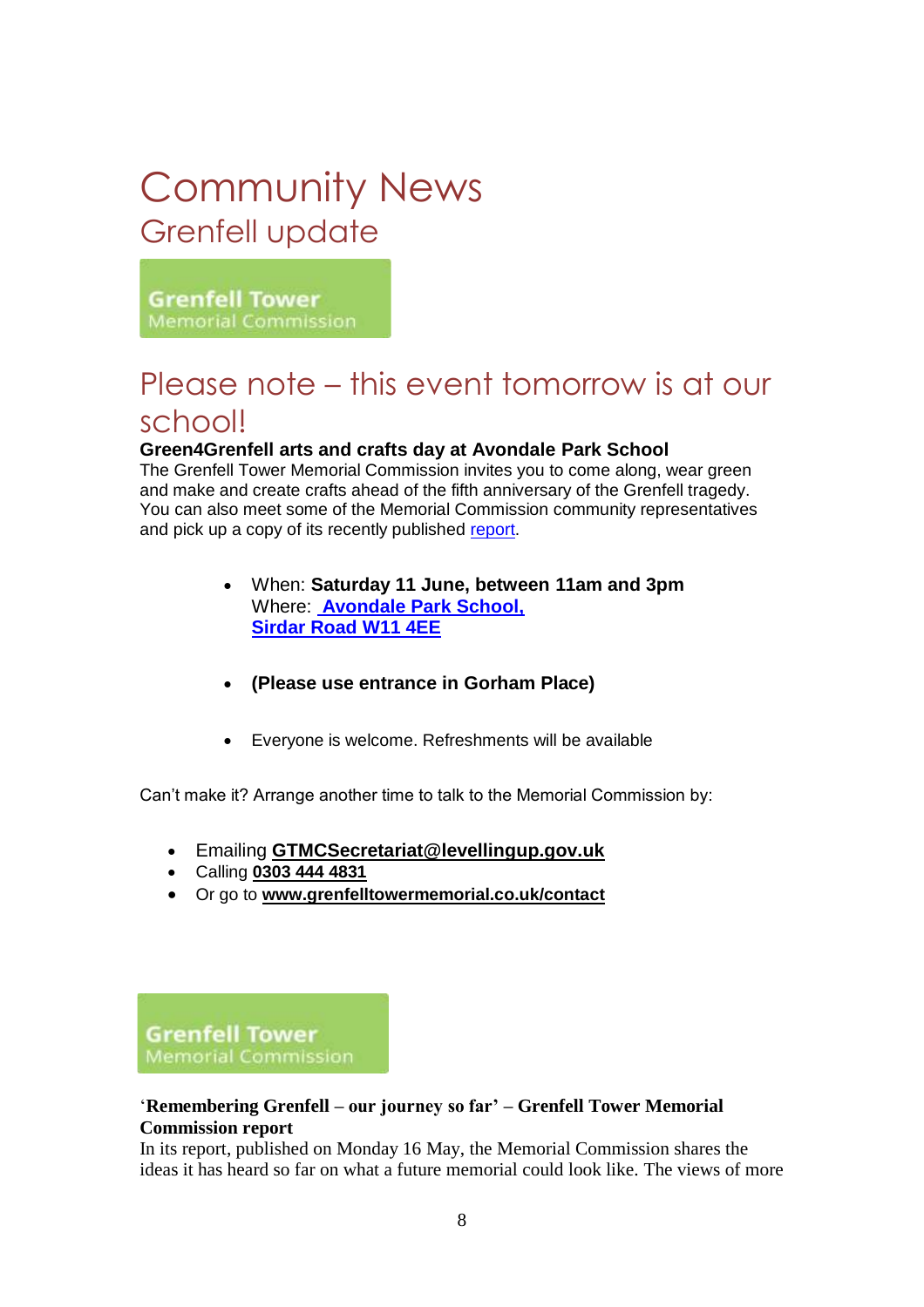# Community News

## Grenfell update

Grenfell Tower
Memorial Commission

## Please note – this event tomorrow is at our school!

**Green4Grenfell arts and crafts day at Avondale Park School**

The Grenfell Tower Memorial Commission invites you to come along, wear green and make and create crafts ahead of the fifth anniversary of the Grenfell tragedy. You can also meet some of the Memorial Commission community representatives and pick up a copy of its recently published report.

- When: **Saturday 11 June, between 11am and 3pm**
  Where: **Avondale Park School, Sirdar Road W11 4EE**
- **(Please use entrance in Gorham Place)**
- Everyone is welcome. Refreshments will be available

Can't make it? Arrange another time to talk to the Memorial Commission by:

- Emailing **GTMCSecretariat@levellingup.gov.uk**
- Calling **0303 444 4831**
- Or go to **www.grenfelltowermemorial.co.uk/contact**

Grenfell Tower
Memorial Commission

**'Remembering Grenfell – our journey so far' – Grenfell Tower Memorial Commission report**

In its report, published on Monday 16 May, the Memorial Commission shares the ideas it has heard so far on what a future memorial could look like. The views of more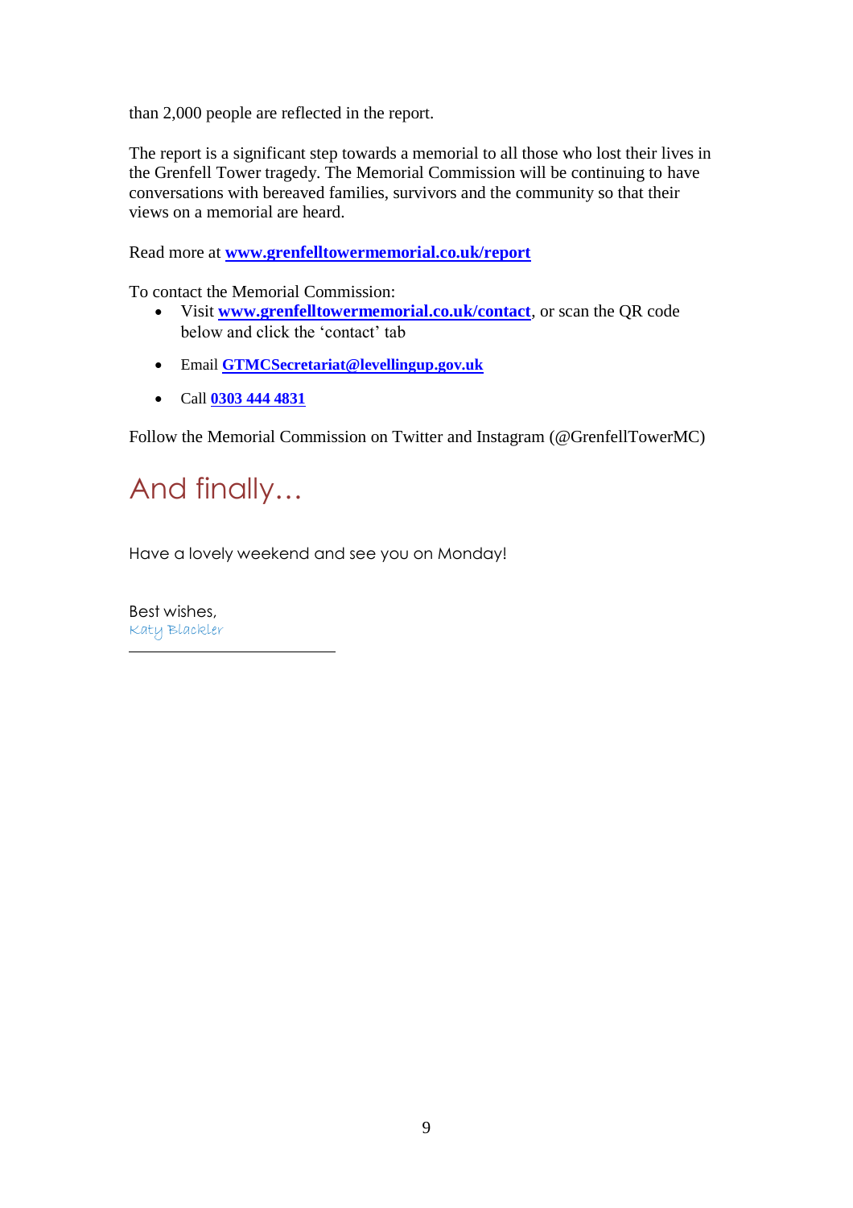than 2,000 people are reflected in the report.

The report is a significant step towards a memorial to all those who lost their lives in the Grenfell Tower tragedy. The Memorial Commission will be continuing to have conversations with bereaved families, survivors and the community so that their views on a memorial are heard.

Read more at **www.grenfelltowermemorial.co.uk/report**

To contact the Memorial Commission:

- Visit **www.grenfelltowermemorial.co.uk/contact**, or scan the QR code below and click the 'contact' tab
- Email **GTMCSecretariat@levellingup.gov.uk**
- Call **0303 444 4831**

Follow the Memorial Commission on Twitter and Instagram (@GrenfellTowerMC)

## And finally…

Have a lovely weekend and see you on Monday!

Best wishes,
Katy Blackler